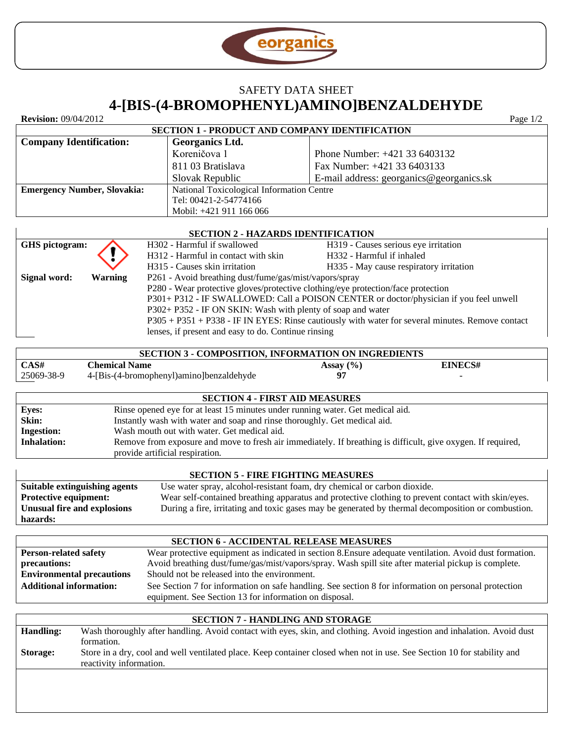eorganics

SAFETY DATA SHEET

# 4-[BIS-(4-BROMOPHENYL)AMINO]BENZALDEHYDE

**Revision:** 09/04/2012

## SECTION 1 - PRODUCT AND COMPANY IDENTIFICATION

| | | |
|---|---|---|
| **Company Identification:** | **Georganics Ltd.** | |
| | Koreničova 1 | Phone Number: +421 33 6403132 |
| | 811 03 Bratislava | Fax Number: +421 33 6403133 |
| | Slovak Republic | E-mail address: georganics@georganics.sk |
| **Emergency Number, Slovakia:** | National Toxicological Information Centre<br>Tel: 00421-2-54774166<br>Mobil: +421 911 166 066 | |

## SECTION 2 - HAZARDS IDENTIFICATION

**GHS pictogram:**

H302 - Harmful if swallowed
H312 - Harmful in contact with skin
H315 - Causes skin irritation
H319 - Causes serious eye irritation
H332 - Harmful if inhaled
H335 - May cause respiratory irritation

**Signal word:** **Warning**

P261 - Avoid breathing dust/fume/gas/mist/vapors/spray
P280 - Wear protective gloves/protective clothing/eye protection/face protection
P301+ P312 - IF SWALLOWED: Call a POISON CENTER or doctor/physician if you feel unwell
P302+ P352 - IF ON SKIN: Wash with plenty of soap and water
P305 + P351 + P338 - IF IN EYES: Rinse cautiously with water for several minutes. Remove contact lenses, if present and easy to do. Continue rinsing

## SECTION 3 - COMPOSITION, INFORMATION ON INGREDIENTS

| CAS# | Chemical Name | Assay (%) | EINECS# |
|---|---|---|---|
| 25069-38-9 | 4-[Bis-(4-bromophenyl)amino]benzaldehyde | 97 | - |

## SECTION 4 - FIRST AID MEASURES

| | |
|---|---|
| **Eyes:** | Rinse opened eye for at least 15 minutes under running water. Get medical aid. |
| **Skin:** | Instantly wash with water and soap and rinse thoroughly. Get medical aid. |
| **Ingestion:** | Wash mouth out with water. Get medical aid. |
| **Inhalation:** | Remove from exposure and move to fresh air immediately. If breathing is difficult, give oxygen. If required, provide artificial respiration. |

## SECTION 5 - FIRE FIGHTING MEASURES

| | |
|---|---|
| **Suitable extinguishing agents** | Use water spray, alcohol-resistant foam, dry chemical or carbon dioxide. |
| **Protective equipment:** | Wear self-contained breathing apparatus and protective clothing to prevent contact with skin/eyes. |
| **Unusual fire and explosions hazards:** | During a fire, irritating and toxic gases may be generated by thermal decomposition or combustion. |

## SECTION 6 - ACCIDENTAL RELEASE MEASURES

| | |
|---|---|
| **Person-related safety precautions:** | Wear protective equipment as indicated in section 8.Ensure adequate ventilation. Avoid dust formation. Avoid breathing dust/fume/gas/mist/vapors/spray. Wash spill site after material pickup is complete. |
| **Environmental precautions** | Should not be released into the environment. |
| **Additional information:** | See Section 7 for information on safe handling. See section 8 for information on personal protection equipment. See Section 13 for information on disposal. |

## SECTION 7 - HANDLING AND STORAGE

| | |
|---|---|
| **Handling:** | Wash thoroughly after handling. Avoid contact with eyes, skin, and clothing. Avoid ingestion and inhalation. Avoid dust formation. |
| **Storage:** | Store in a dry, cool and well ventilated place. Keep container closed when not in use. See Section 10 for stability and reactivity information. |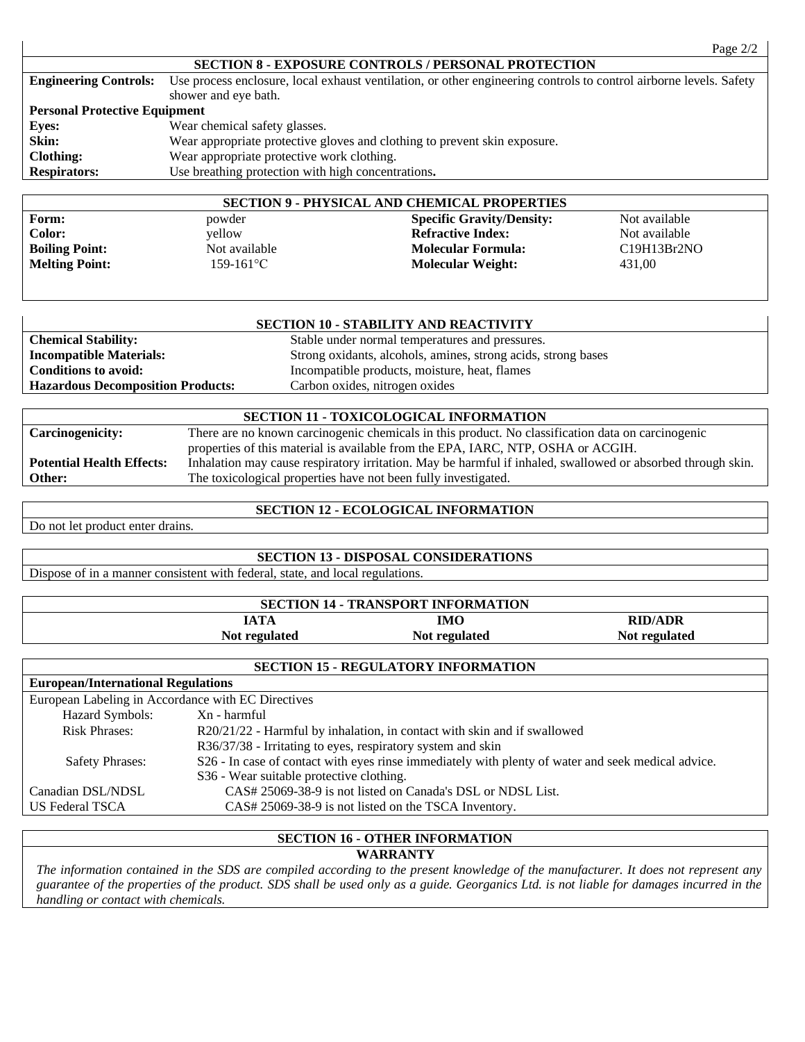## SECTION 8 - EXPOSURE CONTROLS / PERSONAL PROTECTION

| | |
|---|---|
| **Engineering Controls:** | Use process enclosure, local exhaust ventilation, or other engineering controls to control airborne levels. Safety shower and eye bath. |
| **Personal Protective Equipment** | |
| **Eyes:** | Wear chemical safety glasses. |
| **Skin:** | Wear appropriate protective gloves and clothing to prevent skin exposure. |
| **Clothing:** | Wear appropriate protective work clothing. |
| **Respirators:** | Use breathing protection with high concentrations**.** |

## SECTION 9 - PHYSICAL AND CHEMICAL PROPERTIES

| | | | |
|---|---|---|---|
| **Form:** | powder | **Specific Gravity/Density:** | Not available |
| **Color:** | yellow | **Refractive Index:** | Not available |
| **Boiling Point:** | Not available | **Molecular Formula:** | $C_{19}H_{13}Br_2NO$ |
| **Melting Point:** | 159-161°C | **Molecular Weight:** | 431,00 |

## SECTION 10 - STABILITY AND REACTIVITY

| | |
|---|---|
| **Chemical Stability:** | Stable under normal temperatures and pressures. |
| **Incompatible Materials:** | Strong oxidants, alcohols, amines, strong acids, strong bases |
| **Conditions to avoid:** | Incompatible products, moisture, heat, flames |
| **Hazardous Decomposition Products:** | Carbon oxides, nitrogen oxides |

## SECTION 11 - TOXICOLOGICAL INFORMATION

| | |
|---|---|
| **Carcinogenicity:** | There are no known carcinogenic chemicals in this product. No classification data on carcinogenic properties of this material is available from the EPA, IARC, NTP, OSHA or ACGIH. |
| **Potential Health Effects:** | Inhalation may cause respiratory irritation. May be harmful if inhaled, swallowed or absorbed through skin. |
| **Other:** | The toxicological properties have not been fully investigated. |

## SECTION 12 - ECOLOGICAL INFORMATION

Do not let product enter drains.

## SECTION 13 - DISPOSAL CONSIDERATIONS

Dispose of in a manner consistent with federal, state, and local regulations.

## SECTION 14 - TRANSPORT INFORMATION

| IATA | IMO | RID/ADR |
|---|---|---|
| **Not regulated** | **Not regulated** | **Not regulated** |

## SECTION 15 - REGULATORY INFORMATION

**European/International Regulations**

European Labeling in Accordance with EC Directives

| | |
|---|---|
| Hazard Symbols: | Xn - harmful |
| Risk Phrases: | R20/21/22 - Harmful by inhalation, in contact with skin and if swallowed |
| | R36/37/38 - Irritating to eyes, respiratory system and skin |
| Safety Phrases: | S26 - In case of contact with eyes rinse immediately with plenty of water and seek medical advice. |
| | S36 - Wear suitable protective clothing. |
| Canadian DSL/NDSL | CAS# 25069-38-9 is not listed on Canada's DSL or NDSL List. |
| US Federal TSCA | CAS# 25069-38-9 is not listed on the TSCA Inventory. |

## SECTION 16 - OTHER INFORMATION

**WARRANTY**

*The information contained in the SDS are compiled according to the present knowledge of the manufacturer. It does not represent any guarantee of the properties of the product. SDS shall be used only as a guide. Georganics Ltd. is not liable for damages incurred in the handling or contact with chemicals.*